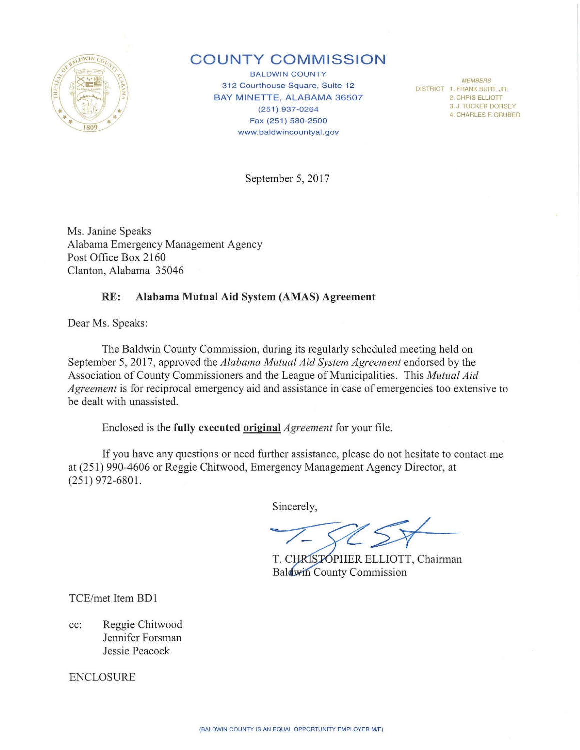# COUNTY COMMISSION

BALDWIN COUNTY
312 Courthouse Square, Suite 12
BAY MINETTE, ALABAMA 36507
(251) 937-0264
Fax (251) 580-2500
www.baldwincountyal.gov

*MEMBERS*
DISTRICT 1. FRANK BURT, JR.
2. CHRIS ELLIOTT
3. J. TUCKER DORSEY
4. CHARLES F. GRUBER

September 5, 2017

Ms. Janine Speaks
Alabama Emergency Management Agency
Post Office Box 2160
Clanton, Alabama 35046

**RE: Alabama Mutual Aid System (AMAS) Agreement**

Dear Ms. Speaks:

The Baldwin County Commission, during its regularly scheduled meeting held on September 5, 2017, approved the *Alabama Mutual Aid System Agreement* endorsed by the Association of County Commissioners and the League of Municipalities. This *Mutual Aid Agreement* is for reciprocal emergency aid and assistance in case of emergencies too extensive to be dealt with unassisted.

Enclosed is the **fully executed original** *Agreement* for your file.

If you have any questions or need further assistance, please do not hesitate to contact me at (251) 990-4606 or Reggie Chitwood, Emergency Management Agency Director, at (251) 972-6801.

Sincerely,

T. CHRISTOPHER ELLIOTT, Chairman
Baldwin County Commission

TCE/met Item BD1

cc: Reggie Chitwood
Jennifer Forsman
Jessie Peacock

ENCLOSURE

(BALDWIN COUNTY IS AN EQUAL OPPORTUNITY EMPLOYER M/F)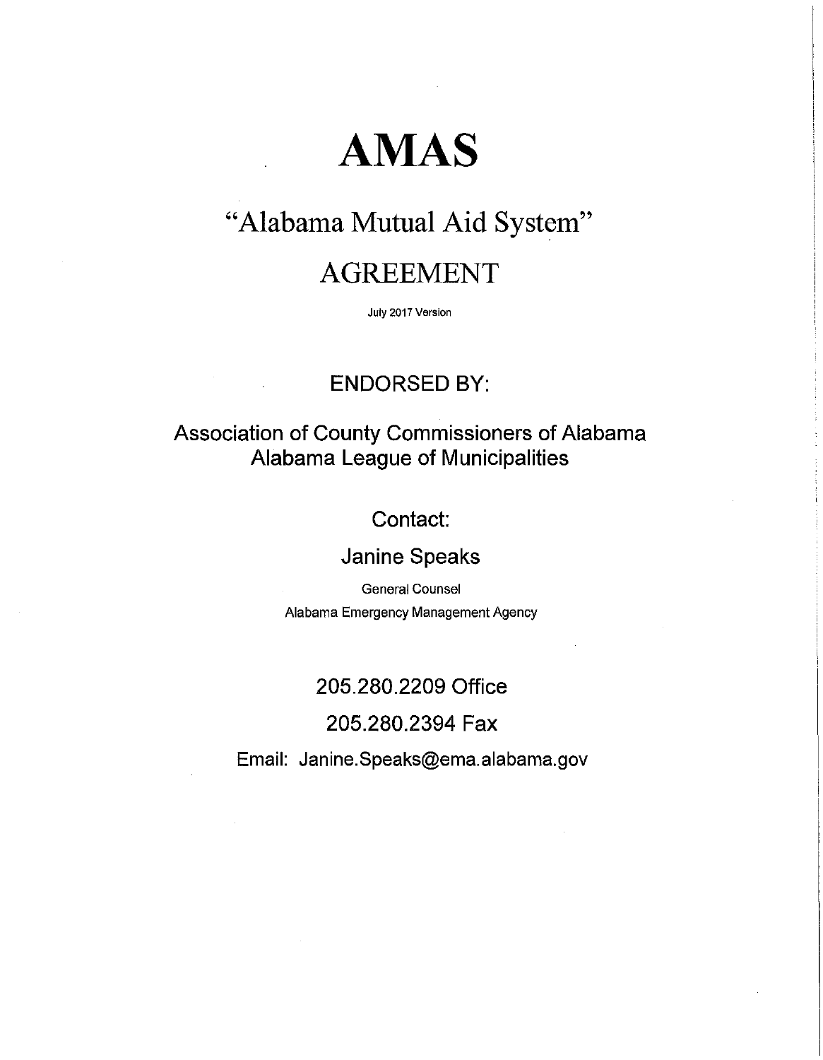# AMAS

## "Alabama Mutual Aid System"

## AGREEMENT

July 2017 Version

ENDORSED BY:

Association of County Commissioners of Alabama
Alabama League of Municipalities

Contact:

Janine Speaks

General Counsel
Alabama Emergency Management Agency

205.280.2209 Office

205.280.2394 Fax

Email: Janine.Speaks@ema.alabama.gov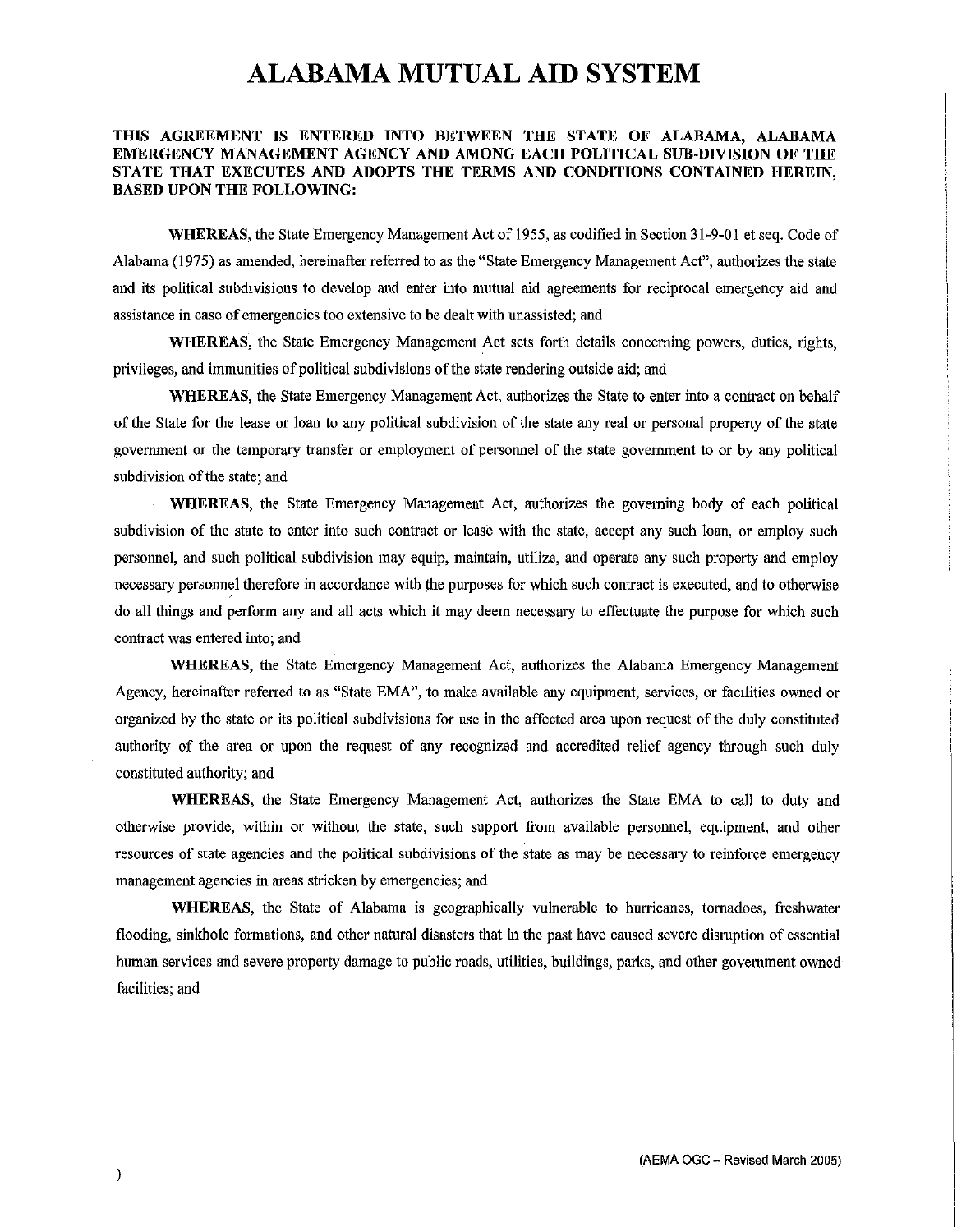# ALABAMA MUTUAL AID SYSTEM

**THIS AGREEMENT IS ENTERED INTO BETWEEN THE STATE OF ALABAMA, ALABAMA EMERGENCY MANAGEMENT AGENCY AND AMONG EACH POLITICAL SUB-DIVISION OF THE STATE THAT EXECUTES AND ADOPTS THE TERMS AND CONDITIONS CONTAINED HEREIN, BASED UPON THE FOLLOWING:**

**WHEREAS**, the State Emergency Management Act of 1955, as codified in Section 31-9-01 et seq. Code of Alabama (1975) as amended, hereinafter referred to as the "State Emergency Management Act", authorizes the state and its political subdivisions to develop and enter into mutual aid agreements for reciprocal emergency aid and assistance in case of emergencies too extensive to be dealt with unassisted; and

**WHEREAS**, the State Emergency Management Act sets forth details concerning powers, duties, rights, privileges, and immunities of political subdivisions of the state rendering outside aid; and

**WHEREAS**, the State Emergency Management Act, authorizes the State to enter into a contract on behalf of the State for the lease or loan to any political subdivision of the state any real or personal property of the state government or the temporary transfer or employment of personnel of the state government to or by any political subdivision of the state; and

**WHEREAS**, the State Emergency Management Act, authorizes the governing body of each political subdivision of the state to enter into such contract or lease with the state, accept any such loan, or employ such personnel, and such political subdivision may equip, maintain, utilize, and operate any such property and employ necessary personnel therefore in accordance with the purposes for which such contract is executed, and to otherwise do all things and perform any and all acts which it may deem necessary to effectuate the purpose for which such contract was entered into; and

**WHEREAS**, the State Emergency Management Act, authorizes the Alabama Emergency Management Agency, hereinafter referred to as "State EMA", to make available any equipment, services, or facilities owned or organized by the state or its political subdivisions for use in the affected area upon request of the duly constituted authority of the area or upon the request of any recognized and accredited relief agency through such duly constituted authority; and

**WHEREAS**, the State Emergency Management Act, authorizes the State EMA to call to duty and otherwise provide, within or without the state, such support from available personnel, equipment, and other resources of state agencies and the political subdivisions of the state as may be necessary to reinforce emergency management agencies in areas stricken by emergencies; and

**WHEREAS**, the State of Alabama is geographically vulnerable to hurricanes, tornadoes, freshwater flooding, sinkhole formations, and other natural disasters that in the past have caused severe disruption of essential human services and severe property damage to public roads, utilities, buildings, parks, and other government owned facilities; and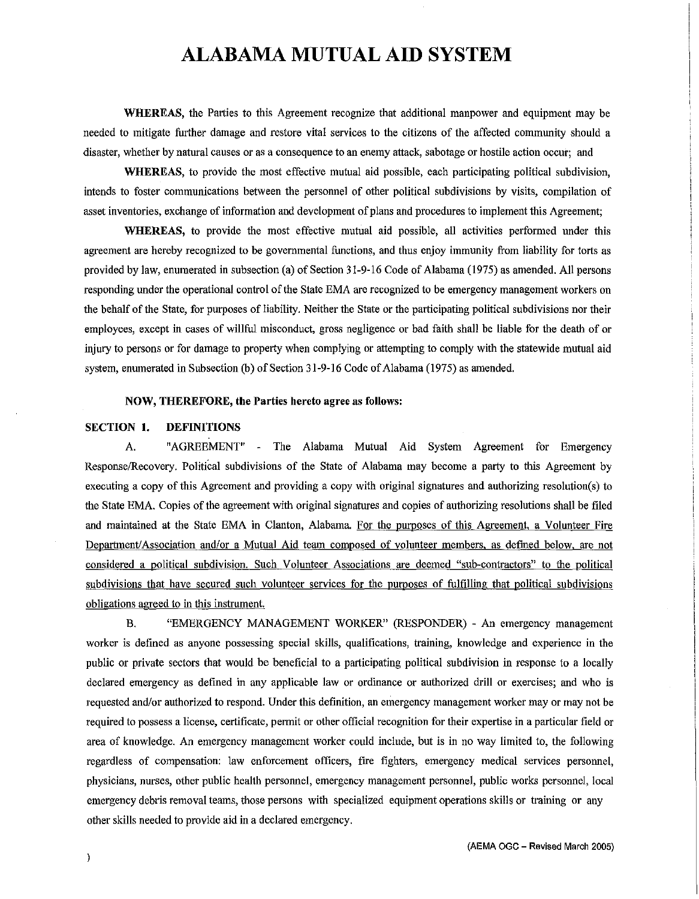# ALABAMA MUTUAL AID SYSTEM

**WHEREAS,** the Parties to this Agreement recognize that additional manpower and equipment may be needed to mitigate further damage and restore vital services to the citizens of the affected community should a disaster, whether by natural causes or as a consequence to an enemy attack, sabotage or hostile action occur; and

**WHEREAS,** to provide the most effective mutual aid possible, each participating political subdivision, intends to foster communications between the personnel of other political subdivisions by visits, compilation of asset inventories, exchange of information and development of plans and procedures to implement this Agreement;

**WHEREAS,** to provide the most effective mutual aid possible, all activities performed under this agreement are hereby recognized to be governmental functions, and thus enjoy immunity from liability for torts as provided by law, enumerated in subsection (a) of Section 31-9-16 Code of Alabama (1975) as amended. All persons responding under the operational control of the State EMA are recognized to be emergency management workers on the behalf of the State, for purposes of liability. Neither the State or the participating political subdivisions nor their employees, except in cases of willful misconduct, gross negligence or bad faith shall be liable for the death of or injury to persons or for damage to property when complying or attempting to comply with the statewide mutual aid system, enumerated in Subsection (b) of Section 31-9-16 Code of Alabama (1975) as amended.

**NOW, THEREFORE, the Parties hereto agree as follows:**

**SECTION 1. DEFINITIONS**

A. "AGREEMENT" - The Alabama Mutual Aid System Agreement for Emergency Response/Recovery. Political subdivisions of the State of Alabama may become a party to this Agreement by executing a copy of this Agreement and providing a copy with original signatures and authorizing resolution(s) to the State EMA. Copies of the agreement with original signatures and copies of authorizing resolutions shall be filed and maintained at the State EMA in Clanton, Alabama. <u>For the purposes of this Agreement, a Volunteer Fire Department/Association and/or a Mutual Aid team composed of volunteer members, as defined below, are not considered a political subdivision. Such Volunteer Associations are deemed "sub-contractors" to the political subdivisions that have secured such volunteer services for the purposes of fulfilling that political subdivisions obligations agreed to in this instrument.</u>

B. "EMERGENCY MANAGEMENT WORKER" (RESPONDER) - An emergency management worker is defined as anyone possessing special skills, qualifications, training, knowledge and experience in the public or private sectors that would be beneficial to a participating political subdivision in response to a locally declared emergency as defined in any applicable law or ordinance or authorized drill or exercises; and who is requested and/or authorized to respond. Under this definition, an emergency management worker may or may not be required to possess a license, certificate, permit or other official recognition for their expertise in a particular field or area of knowledge. An emergency management worker could include, but is in no way limited to, the following regardless of compensation: law enforcement officers, fire fighters, emergency medical services personnel, physicians, nurses, other public health personnel, emergency management personnel, public works personnel, local emergency debris removal teams, those persons with specialized equipment operations skills or training or any other skills needed to provide aid in a declared emergency.

(AEMA OGC – Revised March 2005)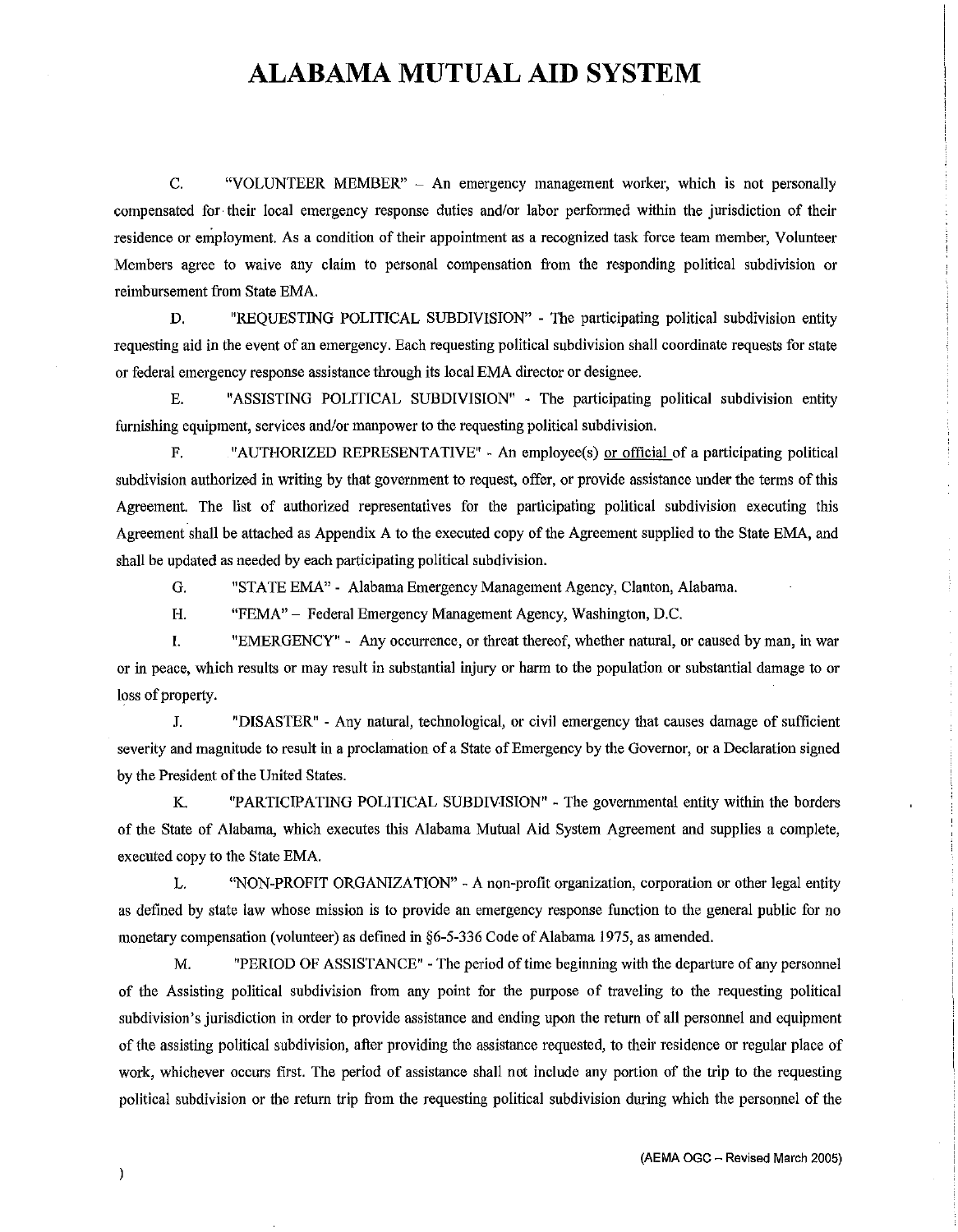# ALABAMA MUTUAL AID SYSTEM

C. "VOLUNTEER MEMBER" – An emergency management worker, which is not personally compensated for their local emergency response duties and/or labor performed within the jurisdiction of their residence or employment. As a condition of their appointment as a recognized task force team member, Volunteer Members agree to waive any claim to personal compensation from the responding political subdivision or reimbursement from State EMA.

D. "REQUESTING POLITICAL SUBDIVISION" - The participating political subdivision entity requesting aid in the event of an emergency. Each requesting political subdivision shall coordinate requests for state or federal emergency response assistance through its local EMA director or designee.

E. "ASSISTING POLITICAL SUBDIVISION" - The participating political subdivision entity furnishing equipment, services and/or manpower to the requesting political subdivision.

F. "AUTHORIZED REPRESENTATIVE" - An employee(s) or official of a participating political subdivision authorized in writing by that government to request, offer, or provide assistance under the terms of this Agreement. The list of authorized representatives for the participating political subdivision executing this Agreement shall be attached as Appendix A to the executed copy of the Agreement supplied to the State EMA, and shall be updated as needed by each participating political subdivision.

G. "STATE EMA" - Alabama Emergency Management Agency, Clanton, Alabama.

H. "FEMA" – Federal Emergency Management Agency, Washington, D.C.

I. "EMERGENCY" - Any occurrence, or threat thereof, whether natural, or caused by man, in war or in peace, which results or may result in substantial injury or harm to the population or substantial damage to or loss of property.

J. "DISASTER" - Any natural, technological, or civil emergency that causes damage of sufficient severity and magnitude to result in a proclamation of a State of Emergency by the Governor, or a Declaration signed by the President of the United States.

K. "PARTICIPATING POLITICAL SUBDIVISION" - The governmental entity within the borders of the State of Alabama, which executes this Alabama Mutual Aid System Agreement and supplies a complete, executed copy to the State EMA.

L. "NON-PROFIT ORGANIZATION" - A non-profit organization, corporation or other legal entity as defined by state law whose mission is to provide an emergency response function to the general public for no monetary compensation (volunteer) as defined in §6-5-336 Code of Alabama 1975, as amended.

M. "PERIOD OF ASSISTANCE" - The period of time beginning with the departure of any personnel of the Assisting political subdivision from any point for the purpose of traveling to the requesting political subdivision's jurisdiction in order to provide assistance and ending upon the return of all personnel and equipment of the assisting political subdivision, after providing the assistance requested, to their residence or regular place of work, whichever occurs first. The period of assistance shall not include any portion of the trip to the requesting political subdivision or the return trip from the requesting political subdivision during which the personnel of the

(AEMA OGC – Revised March 2005)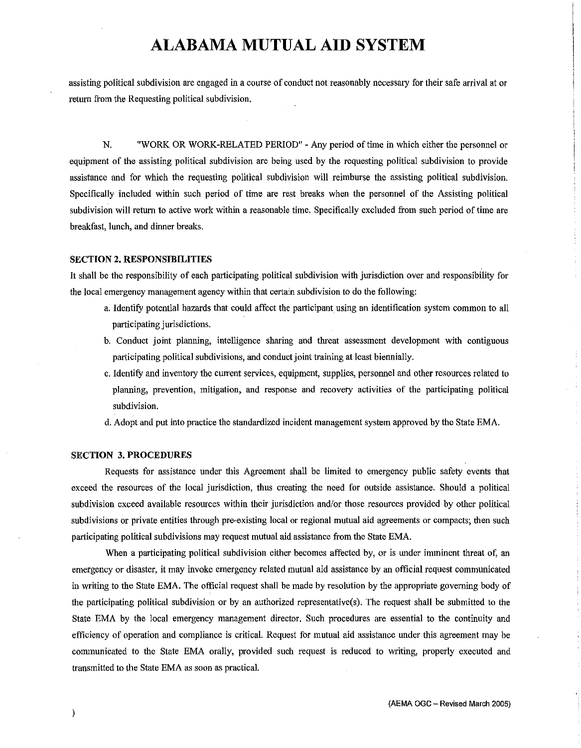assisting political subdivision are engaged in a course of conduct not reasonably necessary for their safe arrival at or return from the Requesting political subdivision.

N. "WORK OR WORK-RELATED PERIOD" - Any period of time in which either the personnel or equipment of the assisting political subdivision are being used by the requesting political subdivision to provide assistance and for which the requesting political subdivision will reimburse the assisting political subdivision. Specifically included within such period of time are rest breaks when the personnel of the Assisting political subdivision will return to active work within a reasonable time. Specifically excluded from such period of time are breakfast, lunch, and dinner breaks.

**SECTION 2. RESPONSIBILITIES**

It shall be the responsibility of each participating political subdivision with jurisdiction over and responsibility for the local emergency management agency within that certain subdivision to do the following:

a. Identify potential hazards that could affect the participant using an identification system common to all participating jurisdictions.

b. Conduct joint planning, intelligence sharing and threat assessment development with contiguous participating political subdivisions, and conduct joint training at least biennially.

c. Identify and inventory the current services, equipment, supplies, personnel and other resources related to planning, prevention, mitigation, and response and recovery activities of the participating political subdivision.

d. Adopt and put into practice the standardized incident management system approved by the State EMA.

**SECTION 3. PROCEDURES**

Requests for assistance under this Agreement shall be limited to emergency public safety events that exceed the resources of the local jurisdiction, thus creating the need for outside assistance. Should a political subdivision exceed available resources within their jurisdiction and/or those resources provided by other political subdivisions or private entities through pre-existing local or regional mutual aid agreements or compacts; then such participating political subdivisions may request mutual aid assistance from the State EMA.

When a participating political subdivision either becomes affected by, or is under imminent threat of, an emergency or disaster, it may invoke emergency related mutual aid assistance by an official request communicated in writing to the State EMA. The official request shall be made by resolution by the appropriate governing body of the participating political subdivision or by an authorized representative(s). The request shall be submitted to the State EMA by the local emergency management director. Such procedures are essential to the continuity and efficiency of operation and compliance is critical. Request for mutual aid assistance under this agreement may be communicated to the State EMA orally, provided such request is reduced to writing, properly executed and transmitted to the State EMA as soon as practical.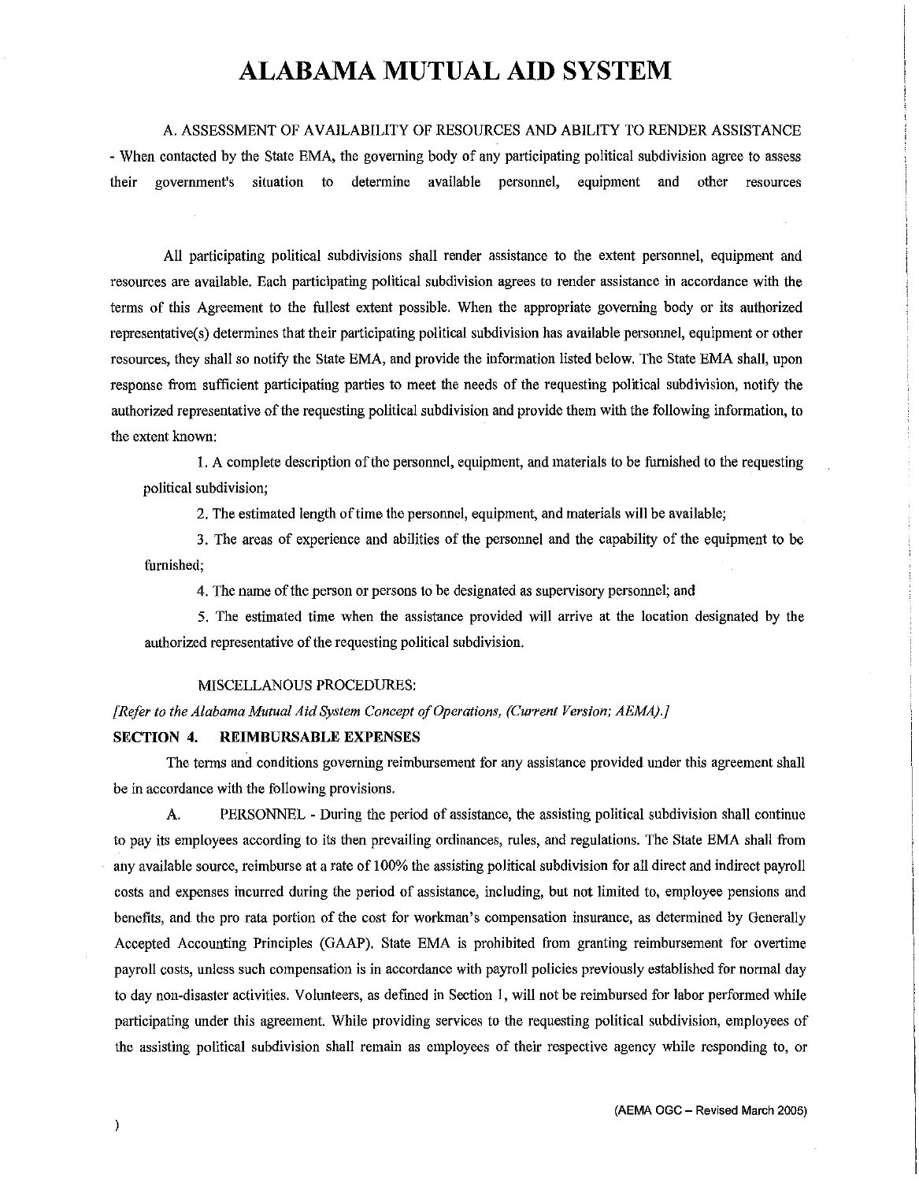# ALABAMA MUTUAL AID SYSTEM

A. ASSESSMENT OF AVAILABILITY OF RESOURCES AND ABILITY TO RENDER ASSISTANCE - When contacted by the State EMA, the governing body of any participating political subdivision agree to assess their government's situation to determine available personnel, equipment and other resources

All participating political subdivisions shall render assistance to the extent personnel, equipment and resources are available. Each participating political subdivision agrees to render assistance in accordance with the terms of this Agreement to the fullest extent possible. When the appropriate governing body or its authorized representative(s) determines that their participating political subdivision has available personnel, equipment or other resources, they shall so notify the State EMA, and provide the information listed below. The State EMA shall, upon response from sufficient participating parties to meet the needs of the requesting political subdivision, notify the authorized representative of the requesting political subdivision and provide them with the following information, to the extent known:

1. A complete description of the personnel, equipment, and materials to be furnished to the requesting political subdivision;

2. The estimated length of time the personnel, equipment, and materials will be available;

3. The areas of experience and abilities of the personnel and the capability of the equipment to be furnished;

4. The name of the person or persons to be designated as supervisory personnel; and

5. The estimated time when the assistance provided will arrive at the location designated by the authorized representative of the requesting political subdivision.

MISCELLANOUS PROCEDURES:

*[Refer to the Alabama Mutual Aid System Concept of Operations, (Current Version; AEMA).]*

**SECTION 4. REIMBURSABLE EXPENSES**

The terms and conditions governing reimbursement for any assistance provided under this agreement shall be in accordance with the following provisions.

A. PERSONNEL - During the period of assistance, the assisting political subdivision shall continue to pay its employees according to its then prevailing ordinances, rules, and regulations. The State EMA shall from any available source, reimburse at a rate of 100% the assisting political subdivision for all direct and indirect payroll costs and expenses incurred during the period of assistance, including, but not limited to, employee pensions and benefits, and the pro rata portion of the cost for workman's compensation insurance, as determined by Generally Accepted Accounting Principles (GAAP). State EMA is prohibited from granting reimbursement for overtime payroll costs, unless such compensation is in accordance with payroll policies previously established for normal day to day non-disaster activities. Volunteers, as defined in Section 1, will not be reimbursed for labor performed while participating under this agreement. While providing services to the requesting political subdivision, employees of the assisting political subdivision shall remain as employees of their respective agency while responding to, or

(AEMA OGC – Revised March 2005)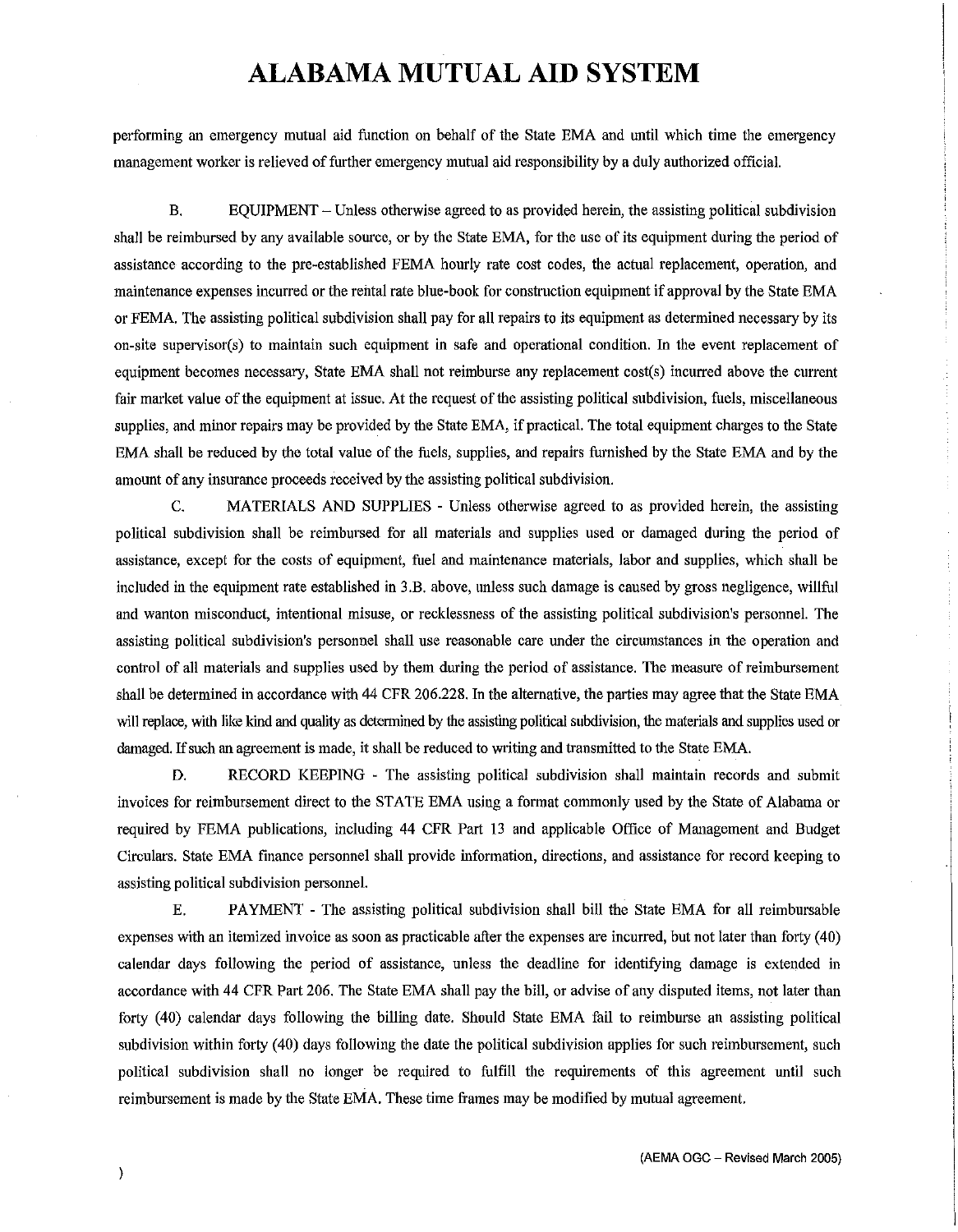performing an emergency mutual aid function on behalf of the State EMA and until which time the emergency management worker is relieved of further emergency mutual aid responsibility by a duly authorized official.

B. EQUIPMENT – Unless otherwise agreed to as provided herein, the assisting political subdivision shall be reimbursed by any available source, or by the State EMA, for the use of its equipment during the period of assistance according to the pre-established FEMA hourly rate cost codes, the actual replacement, operation, and maintenance expenses incurred or the rental rate blue-book for construction equipment if approval by the State EMA or FEMA. The assisting political subdivision shall pay for all repairs to its equipment as determined necessary by its on-site supervisor(s) to maintain such equipment in safe and operational condition. In the event replacement of equipment becomes necessary, State EMA shall not reimburse any replacement cost(s) incurred above the current fair market value of the equipment at issue. At the request of the assisting political subdivision, fuels, miscellaneous supplies, and minor repairs may be provided by the State EMA, if practical. The total equipment charges to the State EMA shall be reduced by the total value of the fuels, supplies, and repairs furnished by the State EMA and by the amount of any insurance proceeds received by the assisting political subdivision.

C. MATERIALS AND SUPPLIES - Unless otherwise agreed to as provided herein, the assisting political subdivision shall be reimbursed for all materials and supplies used or damaged during the period of assistance, except for the costs of equipment, fuel and maintenance materials, labor and supplies, which shall be included in the equipment rate established in 3.B. above, unless such damage is caused by gross negligence, willful and wanton misconduct, intentional misuse, or recklessness of the assisting political subdivision's personnel. The assisting political subdivision's personnel shall use reasonable care under the circumstances in the operation and control of all materials and supplies used by them during the period of assistance. The measure of reimbursement shall be determined in accordance with 44 CFR 206.228. In the alternative, the parties may agree that the State EMA will replace, with like kind and quality as determined by the assisting political subdivision, the materials and supplies used or damaged. If such an agreement is made, it shall be reduced to writing and transmitted to the State EMA.

D. RECORD KEEPING - The assisting political subdivision shall maintain records and submit invoices for reimbursement direct to the STATE EMA using a format commonly used by the State of Alabama or required by FEMA publications, including 44 CFR Part 13 and applicable Office of Management and Budget Circulars. State EMA finance personnel shall provide information, directions, and assistance for record keeping to assisting political subdivision personnel.

E. PAYMENT - The assisting political subdivision shall bill the State EMA for all reimbursable expenses with an itemized invoice as soon as practicable after the expenses are incurred, but not later than forty (40) calendar days following the period of assistance, unless the deadline for identifying damage is extended in accordance with 44 CFR Part 206. The State EMA shall pay the bill, or advise of any disputed items, not later than forty (40) calendar days following the billing date. Should State EMA fail to reimburse an assisting political subdivision within forty (40) days following the date the political subdivision applies for such reimbursement, such political subdivision shall no longer be required to fulfill the requirements of this agreement until such reimbursement is made by the State EMA. These time frames may be modified by mutual agreement.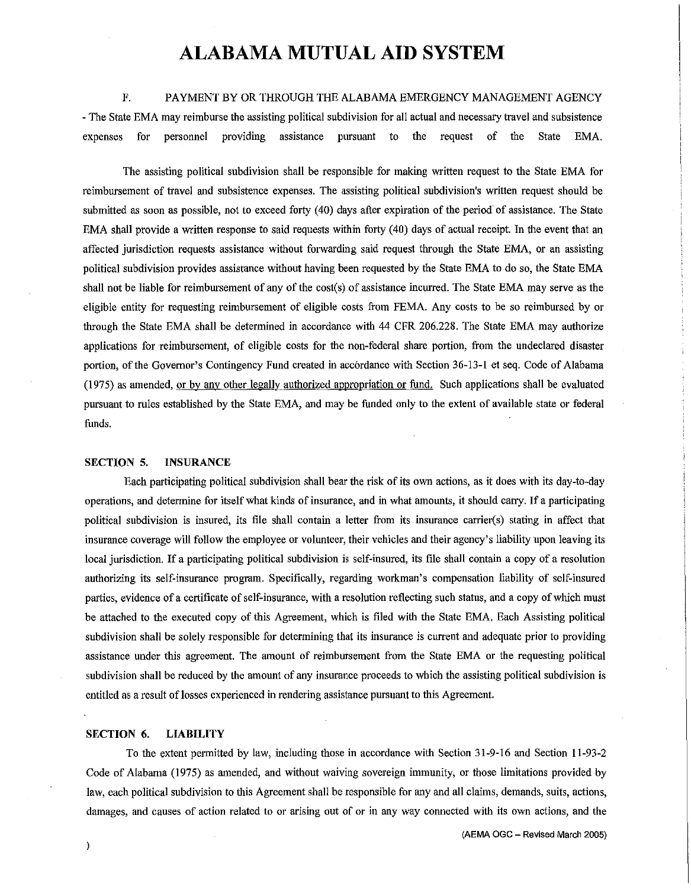# ALABAMA MUTUAL AID SYSTEM

F. PAYMENT BY OR THROUGH THE ALABAMA EMERGENCY MANAGEMENT AGENCY - The State EMA may reimburse the assisting political subdivision for all actual and necessary travel and subsistence expenses for personnel providing assistance pursuant to the request of the State EMA.

The assisting political subdivision shall be responsible for making written request to the State EMA for reimbursement of travel and subsistence expenses. The assisting political subdivision's written request should be submitted as soon as possible, not to exceed forty (40) days after expiration of the period of assistance. The State EMA shall provide a written response to said requests within forty (40) days of actual receipt. In the event that an affected jurisdiction requests assistance without forwarding said request through the State EMA, or an assisting political subdivision provides assistance without having been requested by the State EMA to do so, the State EMA shall not be liable for reimbursement of any of the cost(s) of assistance incurred. The State EMA may serve as the eligible entity for requesting reimbursement of eligible costs from FEMA. Any costs to be so reimbursed by or through the State EMA shall be determined in accordance with 44 CFR 206.228. The State EMA may authorize applications for reimbursement, of eligible costs for the non-federal share portion, from the undeclared disaster portion, of the Governor's Contingency Fund created in accordance with Section 36-13-1 et seq. Code of Alabama (1975) as amended, <u>or by any other legally authorized appropriation or fund.</u> Such applications shall be evaluated pursuant to rules established by the State EMA, and may be funded only to the extent of available state or federal funds.

**SECTION 5. INSURANCE**

Each participating political subdivision shall bear the risk of its own actions, as it does with its day-to-day operations, and determine for itself what kinds of insurance, and in what amounts, it should carry. If a participating political subdivision is insured, its file shall contain a letter from its insurance carrier(s) stating in affect that insurance coverage will follow the employee or volunteer, their vehicles and their agency's liability upon leaving its local jurisdiction. If a participating political subdivision is self-insured, its file shall contain a copy of a resolution authorizing its self-insurance program. Specifically, regarding workman's compensation liability of self-insured parties, evidence of a certificate of self-insurance, with a resolution reflecting such status, and a copy of which must be attached to the executed copy of this Agreement, which is filed with the State EMA. Each Assisting political subdivision shall be solely responsible for determining that its insurance is current and adequate prior to providing assistance under this agreement. The amount of reimbursement from the State EMA or the requesting political subdivision shall be reduced by the amount of any insurance proceeds to which the assisting political subdivision is entitled as a result of losses experienced in rendering assistance pursuant to this Agreement.

**SECTION 6. LIABILITY**

To the extent permitted by law, including those in accordance with Section 31-9-16 and Section 11-93-2 Code of Alabama (1975) as amended, and without waiving sovereign immunity, or those limitations provided by law, each political subdivision to this Agreement shall be responsible for any and all claims, demands, suits, actions, damages, and causes of action related to or arising out of or in any way connected with its own actions, and the

(AEMA OGC – Revised March 2005)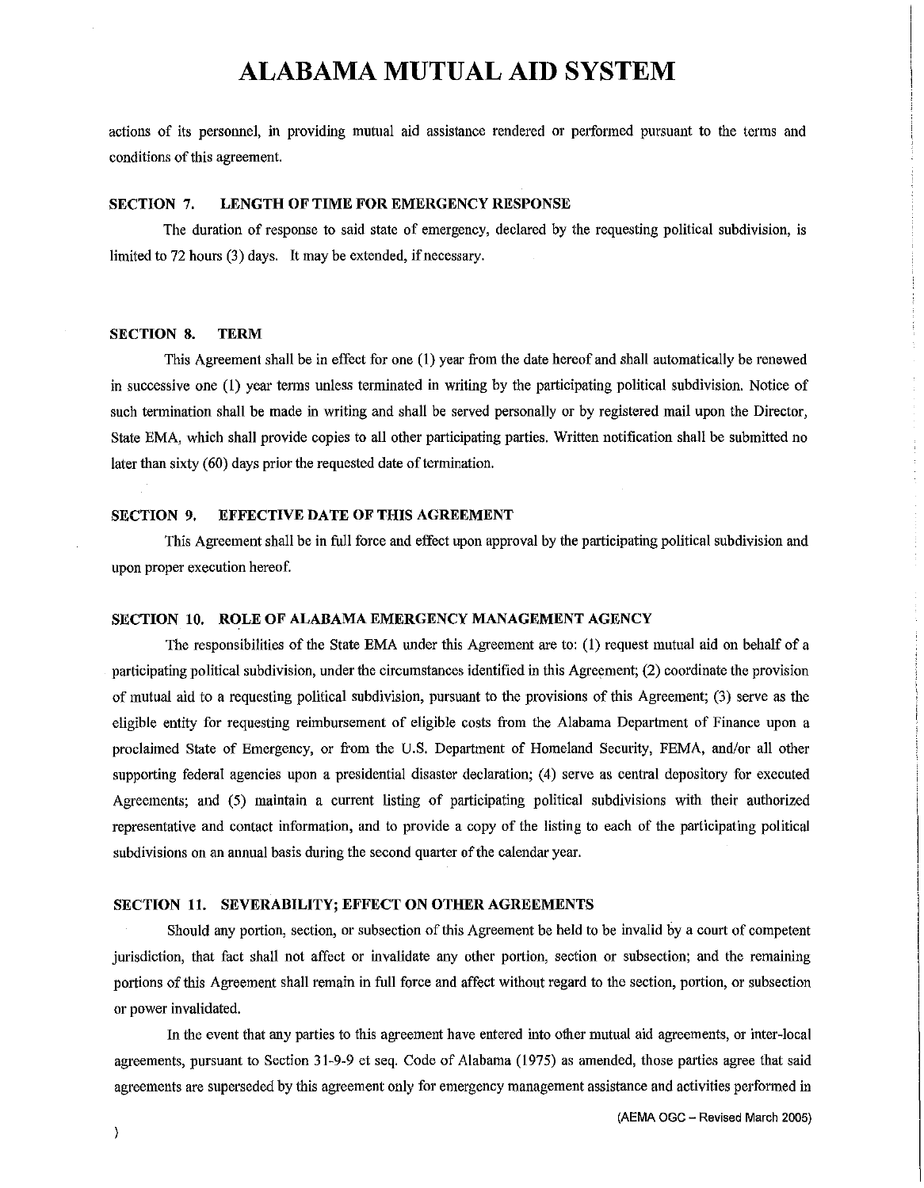actions of its personnel, in providing mutual aid assistance rendered or performed pursuant to the terms and conditions of this agreement.

### SECTION 7. LENGTH OF TIME FOR EMERGENCY RESPONSE

The duration of response to said state of emergency, declared by the requesting political subdivision, is limited to 72 hours (3) days. It may be extended, if necessary.

### SECTION 8. TERM

This Agreement shall be in effect for one (1) year from the date hereof and shall automatically be renewed in successive one (1) year terms unless terminated in writing by the participating political subdivision. Notice of such termination shall be made in writing and shall be served personally or by registered mail upon the Director, State EMA, which shall provide copies to all other participating parties. Written notification shall be submitted no later than sixty (60) days prior the requested date of termination.

### SECTION 9. EFFECTIVE DATE OF THIS AGREEMENT

This Agreement shall be in full force and effect upon approval by the participating political subdivision and upon proper execution hereof.

### SECTION 10. ROLE OF ALABAMA EMERGENCY MANAGEMENT AGENCY

The responsibilities of the State EMA under this Agreement are to: (1) request mutual aid on behalf of a participating political subdivision, under the circumstances identified in this Agreement; (2) coordinate the provision of mutual aid to a requesting political subdivision, pursuant to the provisions of this Agreement; (3) serve as the eligible entity for requesting reimbursement of eligible costs from the Alabama Department of Finance upon a proclaimed State of Emergency, or from the U.S. Department of Homeland Security, FEMA, and/or all other supporting federal agencies upon a presidential disaster declaration; (4) serve as central depository for executed Agreements; and (5) maintain a current listing of participating political subdivisions with their authorized representative and contact information, and to provide a copy of the listing to each of the participating political subdivisions on an annual basis during the second quarter of the calendar year.

### SECTION 11. SEVERABILITY; EFFECT ON OTHER AGREEMENTS

Should any portion, section, or subsection of this Agreement be held to be invalid by a court of competent jurisdiction, that fact shall not affect or invalidate any other portion, section or subsection; and the remaining portions of this Agreement shall remain in full force and affect without regard to the section, portion, or subsection or power invalidated.

In the event that any parties to this agreement have entered into other mutual aid agreements, or inter-local agreements, pursuant to Section 31-9-9 et seq. Code of Alabama (1975) as amended, those parties agree that said agreements are superseded by this agreement only for emergency management assistance and activities performed in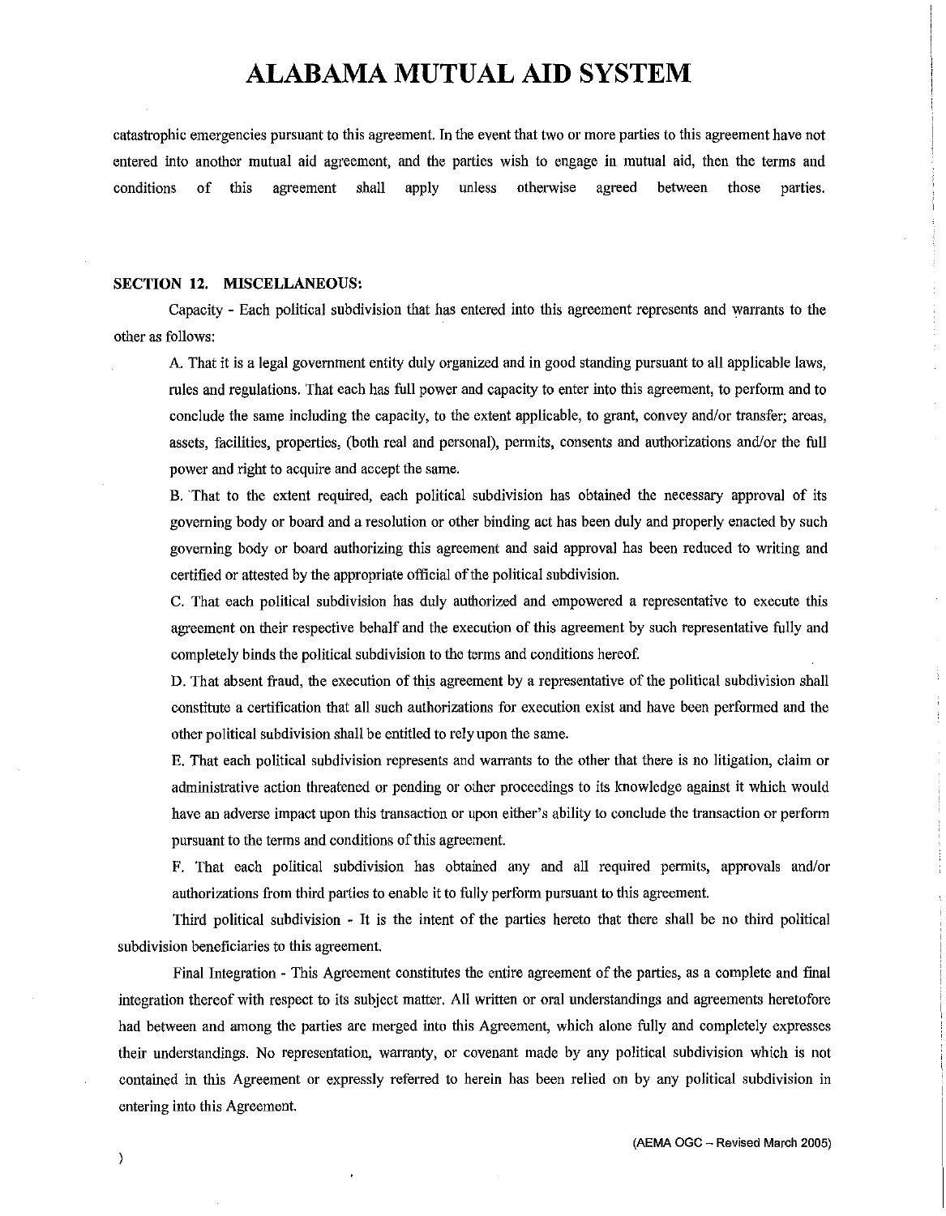catastrophic emergencies pursuant to this agreement. In the event that two or more parties to this agreement have not entered into another mutual aid agreement, and the parties wish to engage in mutual aid, then the terms and conditions of this agreement shall apply unless otherwise agreed between those parties.

**SECTION 12. MISCELLANEOUS:**

Capacity - Each political subdivision that has entered into this agreement represents and warrants to the other as follows:

A. That it is a legal government entity duly organized and in good standing pursuant to all applicable laws, rules and regulations. That each has full power and capacity to enter into this agreement, to perform and to conclude the same including the capacity, to the extent applicable, to grant, convey and/or transfer; areas, assets, facilities, properties, (both real and personal), permits, consents and authorizations and/or the full power and right to acquire and accept the same.

B. That to the extent required, each political subdivision has obtained the necessary approval of its governing body or board and a resolution or other binding act has been duly and properly enacted by such governing body or board authorizing this agreement and said approval has been reduced to writing and certified or attested by the appropriate official of the political subdivision.

C. That each political subdivision has duly authorized and empowered a representative to execute this agreement on their respective behalf and the execution of this agreement by such representative fully and completely binds the political subdivision to the terms and conditions hereof.

D. That absent fraud, the execution of this agreement by a representative of the political subdivision shall constitute a certification that all such authorizations for execution exist and have been performed and the other political subdivision shall be entitled to rely upon the same.

E. That each political subdivision represents and warrants to the other that there is no litigation, claim or administrative action threatened or pending or other proceedings to its knowledge against it which would have an adverse impact upon this transaction or upon either's ability to conclude the transaction or perform pursuant to the terms and conditions of this agreement.

F. That each political subdivision has obtained any and all required permits, approvals and/or authorizations from third parties to enable it to fully perform pursuant to this agreement.

Third political subdivision - It is the intent of the parties hereto that there shall be no third political subdivision beneficiaries to this agreement.

Final Integration - This Agreement constitutes the entire agreement of the parties, as a complete and final integration thereof with respect to its subject matter. All written or oral understandings and agreements heretofore had between and among the parties are merged into this Agreement, which alone fully and completely expresses their understandings. No representation, warranty, or covenant made by any political subdivision which is not contained in this Agreement or expressly referred to herein has been relied on by any political subdivision in entering into this Agreement.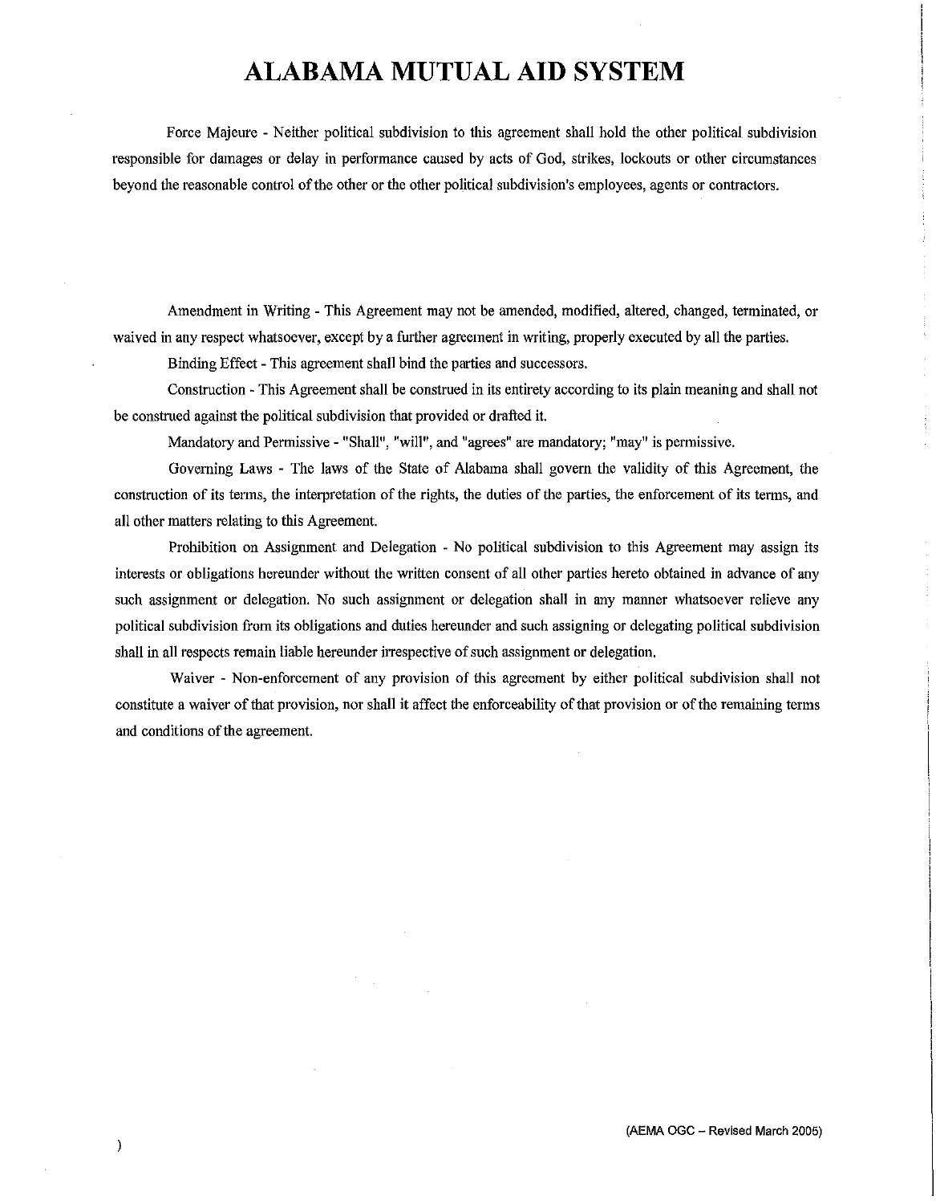# ALABAMA MUTUAL AID SYSTEM

Force Majeure - Neither political subdivision to this agreement shall hold the other political subdivision responsible for damages or delay in performance caused by acts of God, strikes, lockouts or other circumstances beyond the reasonable control of the other or the other political subdivision's employees, agents or contractors.

Amendment in Writing - This Agreement may not be amended, modified, altered, changed, terminated, or waived in any respect whatsoever, except by a further agreement in writing, properly executed by all the parties.

Binding Effect - This agreement shall bind the parties and successors.

Construction - This Agreement shall be construed in its entirety according to its plain meaning and shall not be construed against the political subdivision that provided or drafted it.

Mandatory and Permissive - "Shall", "will", and "agrees" are mandatory; "may" is permissive.

Governing Laws - The laws of the State of Alabama shall govern the validity of this Agreement, the construction of its terms, the interpretation of the rights, the duties of the parties, the enforcement of its terms, and all other matters relating to this Agreement.

Prohibition on Assignment and Delegation - No political subdivision to this Agreement may assign its interests or obligations hereunder without the written consent of all other parties hereto obtained in advance of any such assignment or delegation. No such assignment or delegation shall in any manner whatsoever relieve any political subdivision from its obligations and duties hereunder and such assigning or delegating political subdivision shall in all respects remain liable hereunder irrespective of such assignment or delegation.

Waiver - Non-enforcement of any provision of this agreement by either political subdivision shall not constitute a waiver of that provision, nor shall it affect the enforceability of that provision or of the remaining terms and conditions of the agreement.

(AEMA OGC – Revised March 2005)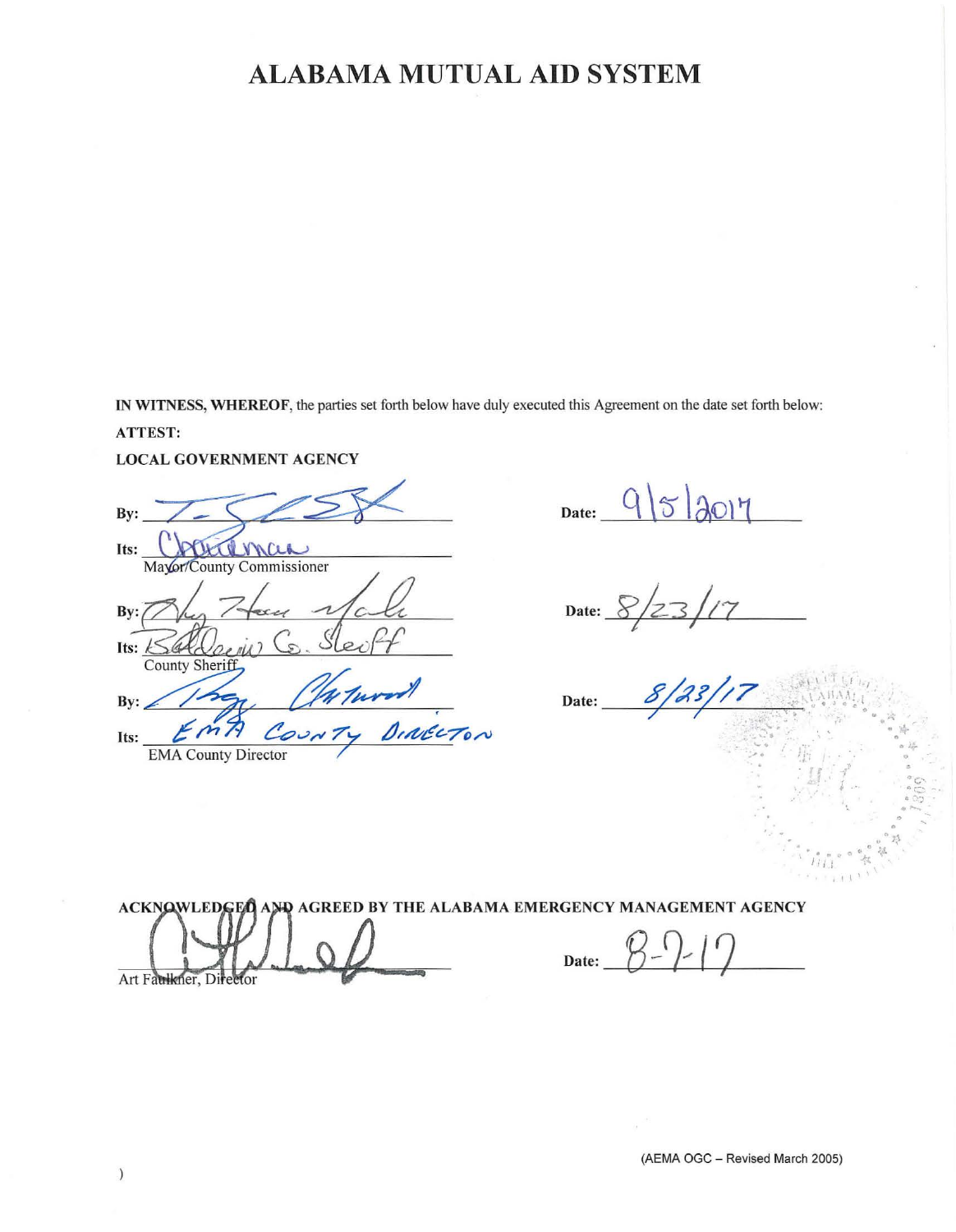# ALABAMA MUTUAL AID SYSTEM

**IN WITNESS, WHEREOF**, the parties set forth below have duly executed this Agreement on the date set forth below:

**ATTEST:**

**LOCAL GOVERNMENT AGENCY**

By: ______________________ Date: 9/5/2017

Its: Chairman
Mayor/County Commissioner

By: ______________________ Date: 8/23/17

Its: Baldwin Co. Sheriff
County Sheriff

By: ______________________ Date: 8/23/17

Its: EMA COUNTY DIRECTOR
EMA County Director

**ACKNOWLEDGED AND AGREED BY THE ALABAMA EMERGENCY MANAGEMENT AGENCY**

______________________ Date: 8-7-17
Art Faulkner, Director

(AEMA OGC – Revised March 2005)